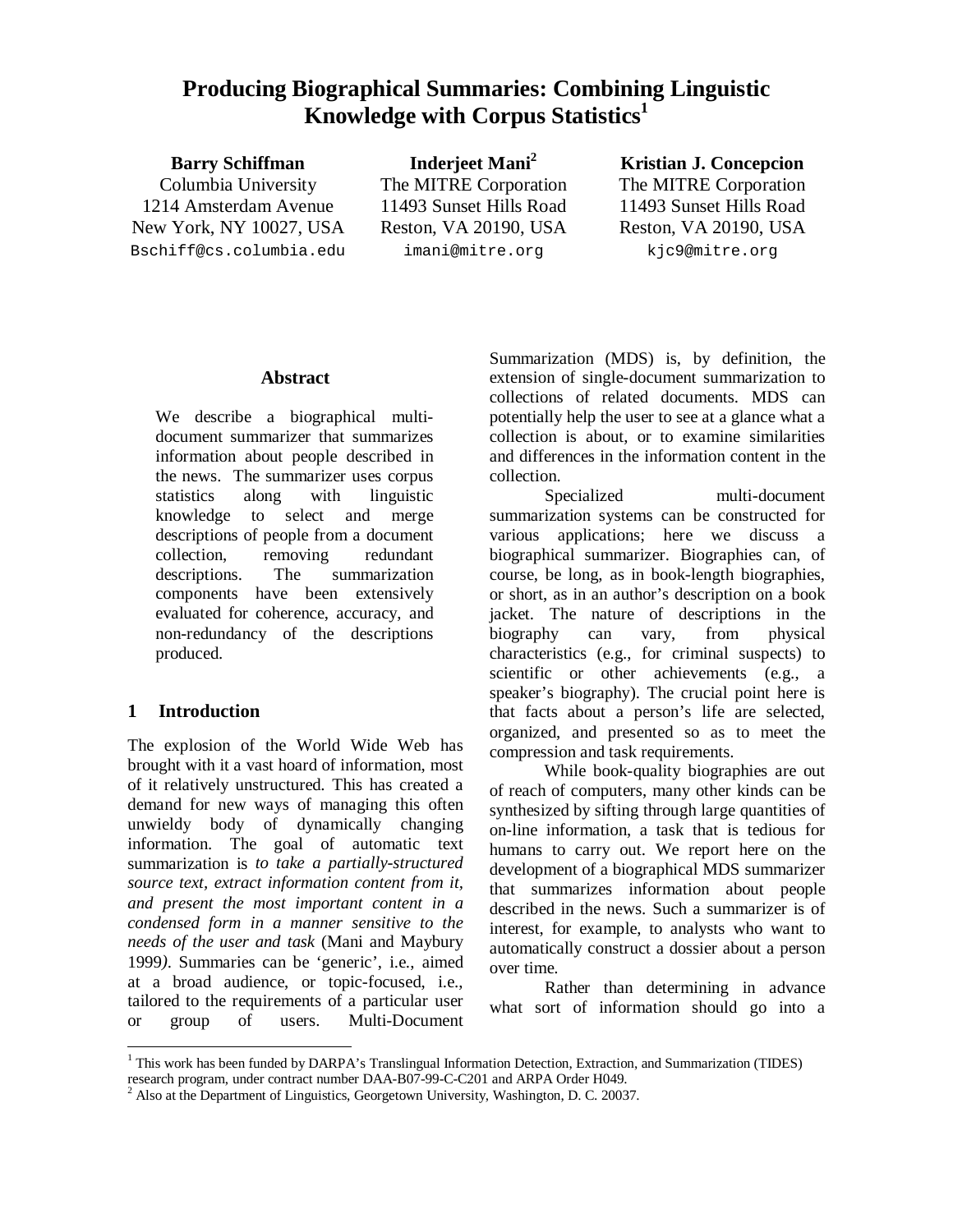# Producing Biographical Summaries: Combining Linguistic Knowledge with Corpus Statistics[1]

**Barry Schiffman**
Columbia University
1214 Amsterdam Avenue
New York, NY 10027, USA
Bschiff@cs.columbia.edu

**Inderjeet Mani[2]**
The MITRE Corporation
11493 Sunset Hills Road
Reston, VA 20190, USA
imani@mitre.org

**Kristian J. Concepcion**
The MITRE Corporation
11493 Sunset Hills Road
Reston, VA 20190, USA
kjc9@mitre.org

## Abstract

We describe a biographical multi-document summarizer that summarizes information about people described in the news. The summarizer uses corpus statistics along with linguistic knowledge to select and merge descriptions of people from a document collection, removing redundant descriptions. The summarization components have been extensively evaluated for coherence, accuracy, and non-redundancy of the descriptions produced.

## 1 Introduction

The explosion of the World Wide Web has brought with it a vast hoard of information, most of it relatively unstructured. This has created a demand for new ways of managing this often unwieldy body of dynamically changing information. The goal of automatic text summarization is *to take a partially-structured source text, extract information content from it, and present the most important content in a condensed form in a manner sensitive to the needs of the user and task* (Mani and Maybury 1999*)*. Summaries can be 'generic', i.e., aimed at a broad audience, or topic-focused, i.e., tailored to the requirements of a particular user or group of users. Multi-Document Summarization (MDS) is, by definition, the extension of single-document summarization to collections of related documents. MDS can potentially help the user to see at a glance what a collection is about, or to examine similarities and differences in the information content in the collection.

Specialized multi-document summarization systems can be constructed for various applications; here we discuss a biographical summarizer. Biographies can, of course, be long, as in book-length biographies, or short, as in an author's description on a book jacket. The nature of descriptions in the biography can vary, from physical characteristics (e.g., for criminal suspects) to scientific or other achievements (e.g., a speaker's biography). The crucial point here is that facts about a person's life are selected, organized, and presented so as to meet the compression and task requirements.

While book-quality biographies are out of reach of computers, many other kinds can be synthesized by sifting through large quantities of on-line information, a task that is tedious for humans to carry out. We report here on the development of a biographical MDS summarizer that summarizes information about people described in the news. Such a summarizer is of interest, for example, to analysts who want to automatically construct a dossier about a person over time.

Rather than determining in advance what sort of information should go into a

---

[1] This work has been funded by DARPA's Translingual Information Detection, Extraction, and Summarization (TIDES) research program, under contract number DAA-B07-99-C-C201 and ARPA Order H049.

[2] Also at the Department of Linguistics, Georgetown University, Washington, D. C. 20037.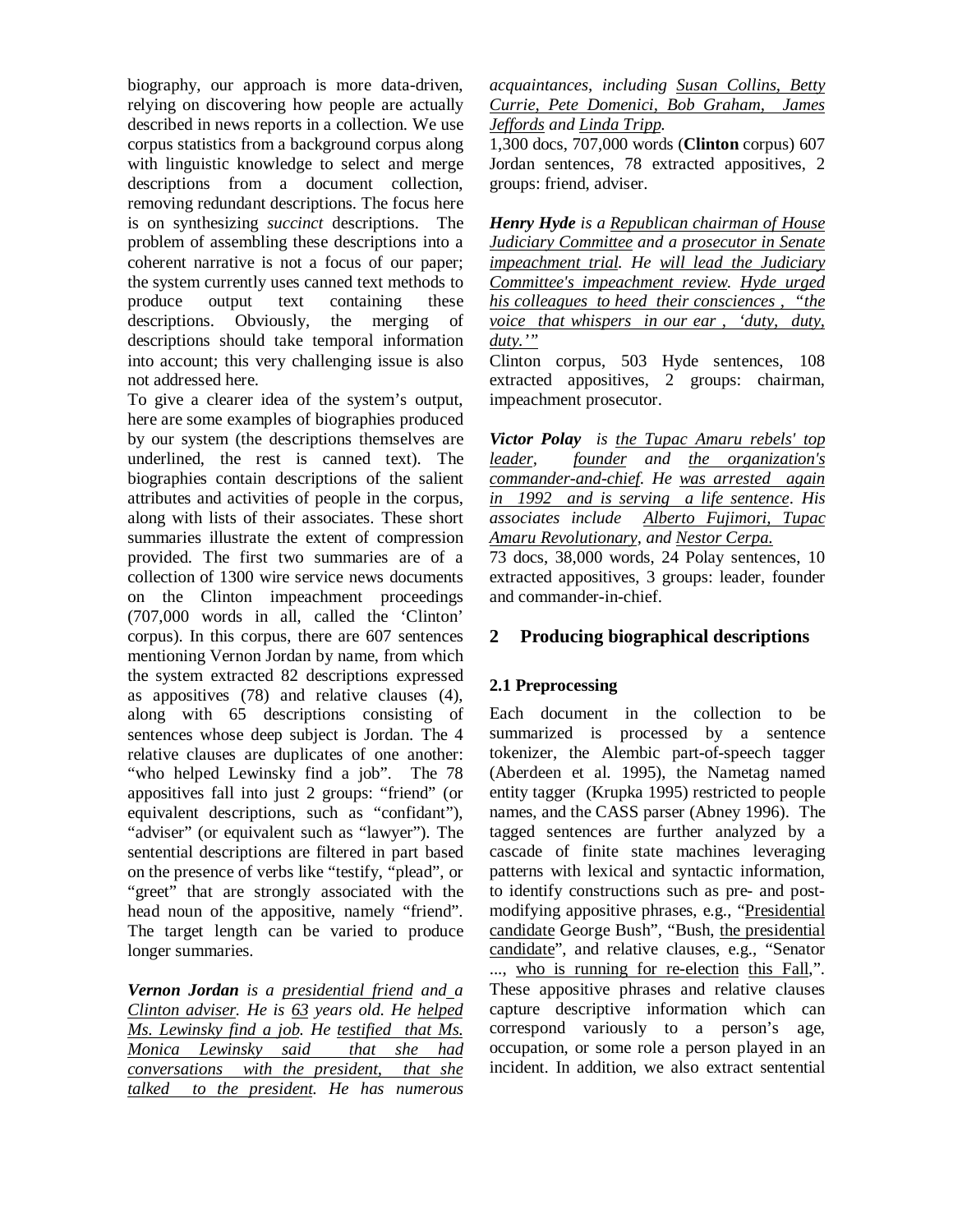biography, our approach is more data-driven, relying on discovering how people are actually described in news reports in a collection. We use corpus statistics from a background corpus along with linguistic knowledge to select and merge descriptions from a document collection, removing redundant descriptions. The focus here is on synthesizing *succinct* descriptions. The problem of assembling these descriptions into a coherent narrative is not a focus of our paper; the system currently uses canned text methods to produce output text containing these descriptions. Obviously, the merging of descriptions should take temporal information into account; this very challenging issue is also not addressed here.

To give a clearer idea of the system's output, here are some examples of biographies produced by our system (the descriptions themselves are underlined, the rest is canned text). The biographies contain descriptions of the salient attributes and activities of people in the corpus, along with lists of their associates. These short summaries illustrate the extent of compression provided. The first two summaries are of a collection of 1300 wire service news documents on the Clinton impeachment proceedings (707,000 words in all, called the 'Clinton' corpus). In this corpus, there are 607 sentences mentioning Vernon Jordan by name, from which the system extracted 82 descriptions expressed as appositives (78) and relative clauses (4), along with 65 descriptions consisting of sentences whose deep subject is Jordan. The 4 relative clauses are duplicates of one another: "who helped Lewinsky find a job". The 78 appositives fall into just 2 groups: "friend" (or equivalent descriptions, such as "confidant"), "adviser" (or equivalent such as "lawyer"). The sentential descriptions are filtered in part based on the presence of verbs like "testify, "plead", or "greet" that are strongly associated with the head noun of the appositive, namely "friend". The target length can be varied to produce longer summaries.

***Vernon Jordan*** *is a* <u>*presidential friend*</u> *and* <u>*a Clinton adviser*</u>*. He is* <u>*63*</u> *years old. He* <u>*helped Ms. Lewinsky find a job*</u>*. He* <u>*testified that Ms. Monica Lewinsky said that she had conversations with the president, that she talked to the president*</u>*. He has numerous acquaintances, including* <u>*Susan Collins, Betty Currie, Pete Domenici, Bob Graham, James Jeffords*</u> *and* <u>*Linda Tripp*</u>*.*

1,300 docs, 707,000 words (**Clinton** corpus) 607 Jordan sentences, 78 extracted appositives, 2 groups: friend, adviser.

***Henry Hyde*** *is a* <u>*Republican chairman of House Judiciary Committee*</u> *and a* <u>*prosecutor in Senate impeachment trial*</u>*. He* <u>*will lead the Judiciary Committee's impeachment review*</u>*.* <u>*Hyde urged his colleagues to heed their consciences , "the voice that whispers in our ear , 'duty, duty, duty.'"*</u>

Clinton corpus, 503 Hyde sentences, 108 extracted appositives, 2 groups: chairman, impeachment prosecutor.

***Victor Polay*** *is* <u>*the Tupac Amaru rebels' top leader*</u>*,* <u>*founder*</u> *and* <u>*the organization's commander-and-chief*</u>*. He* <u>*was arrested again in 1992 and is serving a life sentence*</u>*. His associates include* <u>*Alberto Fujimori, Tupac Amaru Revolutionary*</u>*, and* <u>*Nestor Cerpa.*</u>

73 docs, 38,000 words, 24 Polay sentences, 10 extracted appositives, 3 groups: leader, founder and commander-in-chief.

## 2 Producing biographical descriptions

### 2.1 Preprocessing

Each document in the collection to be summarized is processed by a sentence tokenizer, the Alembic part-of-speech tagger (Aberdeen et al. 1995), the Nametag named entity tagger (Krupka 1995) restricted to people names, and the CASS parser (Abney 1996). The tagged sentences are further analyzed by a cascade of finite state machines leveraging patterns with lexical and syntactic information, to identify constructions such as pre- and post-modifying appositive phrases, e.g., "<u>Presidential candidate</u> George Bush", "Bush, <u>the presidential candidate</u>", and relative clauses, e.g., "Senator ..., <u>who is running for re-election</u> <u>this Fall</u>,". These appositive phrases and relative clauses capture descriptive information which can correspond variously to a person's age, occupation, or some role a person played in an incident. In addition, we also extract sentential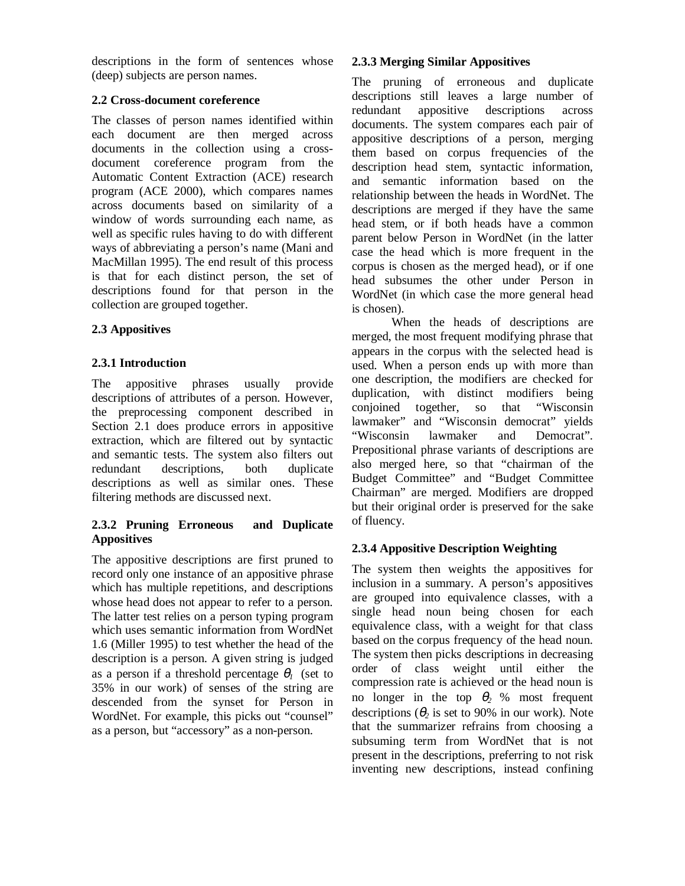descriptions in the form of sentences whose (deep) subjects are person names.

### 2.2 Cross-document coreference

The classes of person names identified within each document are then merged across documents in the collection using a cross-document coreference program from the Automatic Content Extraction (ACE) research program (ACE 2000), which compares names across documents based on similarity of a window of words surrounding each name, as well as specific rules having to do with different ways of abbreviating a person's name (Mani and MacMillan 1995). The end result of this process is that for each distinct person, the set of descriptions found for that person in the collection are grouped together.

### 2.3 Appositives

#### 2.3.1 Introduction

The appositive phrases usually provide descriptions of attributes of a person. However, the preprocessing component described in Section 2.1 does produce errors in appositive extraction, which are filtered out by syntactic and semantic tests. The system also filters out redundant descriptions, both duplicate descriptions as well as similar ones. These filtering methods are discussed next.

#### 2.3.2 Pruning Erroneous and Duplicate Appositives

The appositive descriptions are first pruned to record only one instance of an appositive phrase which has multiple repetitions, and descriptions whose head does not appear to refer to a person. The latter test relies on a person typing program which uses semantic information from WordNet 1.6 (Miller 1995) to test whether the head of the description is a person. A given string is judged as a person if a threshold percentage $\theta_1$ (set to 35% in our work) of senses of the string are descended from the synset for Person in WordNet. For example, this picks out "counsel" as a person, but "accessory" as a non-person.

#### 2.3.3 Merging Similar Appositives

The pruning of erroneous and duplicate descriptions still leaves a large number of redundant appositive descriptions across documents. The system compares each pair of appositive descriptions of a person, merging them based on corpus frequencies of the description head stem, syntactic information, and semantic information based on the relationship between the heads in WordNet. The descriptions are merged if they have the same head stem, or if both heads have a common parent below Person in WordNet (in the latter case the head which is more frequent in the corpus is chosen as the merged head), or if one head subsumes the other under Person in WordNet (in which case the more general head is chosen).

When the heads of descriptions are merged, the most frequent modifying phrase that appears in the corpus with the selected head is used. When a person ends up with more than one description, the modifiers are checked for duplication, with distinct modifiers being conjoined together, so that "Wisconsin lawmaker" and "Wisconsin democrat" yields "Wisconsin lawmaker and Democrat". Prepositional phrase variants of descriptions are also merged here, so that "chairman of the Budget Committee" and "Budget Committee Chairman" are merged. Modifiers are dropped but their original order is preserved for the sake of fluency.

#### 2.3.4 Appositive Description Weighting

The system then weights the appositives for inclusion in a summary. A person's appositives are grouped into equivalence classes, with a single head noun being chosen for each equivalence class, with a weight for that class based on the corpus frequency of the head noun. The system then picks descriptions in decreasing order of class weight until either the compression rate is achieved or the head noun is no longer in the top $\theta_2$ % most frequent descriptions ($\theta_2$ is set to 90% in our work). Note that the summarizer refrains from choosing a subsuming term from WordNet that is not present in the descriptions, preferring to not risk inventing new descriptions, instead confining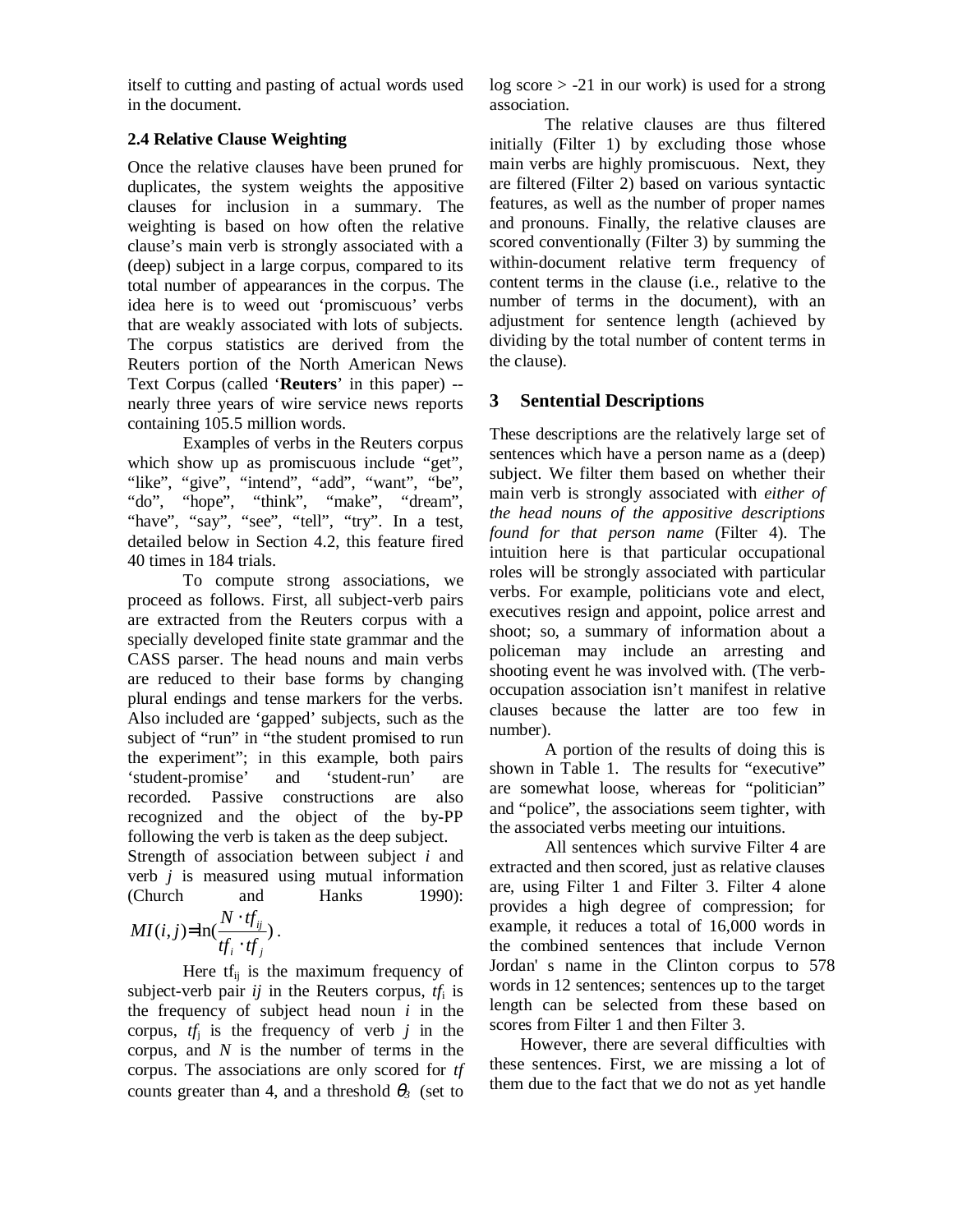itself to cutting and pasting of actual words used in the document.

### 2.4 Relative Clause Weighting

Once the relative clauses have been pruned for duplicates, the system weights the appositive clauses for inclusion in a summary. The weighting is based on how often the relative clause's main verb is strongly associated with a (deep) subject in a large corpus, compared to its total number of appearances in the corpus. The idea here is to weed out 'promiscuous' verbs that are weakly associated with lots of subjects. The corpus statistics are derived from the Reuters portion of the North American News Text Corpus (called '**Reuters**' in this paper) -- nearly three years of wire service news reports containing 105.5 million words.

Examples of verbs in the Reuters corpus which show up as promiscuous include "get", "like", "give", "intend", "add", "want", "be", "do", "hope", "think", "make", "dream", "have", "say", "see", "tell", "try". In a test, detailed below in Section 4.2, this feature fired 40 times in 184 trials.

To compute strong associations, we proceed as follows. First, all subject-verb pairs are extracted from the Reuters corpus with a specially developed finite state grammar and the CASS parser. The head nouns and main verbs are reduced to their base forms by changing plural endings and tense markers for the verbs. Also included are 'gapped' subjects, such as the subject of "run" in "the student promised to run the experiment"; in this example, both pairs 'student-promise' and 'student-run' are recorded. Passive constructions are also recognized and the object of the by-PP following the verb is taken as the deep subject. Strength of association between subject $i$ and verb $j$ is measured using mutual information (Church and Hanks 1990):

$$MI(i,j) = \ln\left(\frac{N \cdot tf_{ij}}{tf_i \cdot tf_j}\right).$$

Here $tf_{ij}$ is the maximum frequency of subject-verb pair $ij$ in the Reuters corpus, $tf_i$ is the frequency of subject head noun $i$ in the corpus, $tf_j$ is the frequency of verb $j$ in the corpus, and $N$ is the number of terms in the corpus. The associations are only scored for $tf$ counts greater than 4, and a threshold $\theta_3$ (set to log score > -21 in our work) is used for a strong association.

The relative clauses are thus filtered initially (Filter 1) by excluding those whose main verbs are highly promiscuous. Next, they are filtered (Filter 2) based on various syntactic features, as well as the number of proper names and pronouns. Finally, the relative clauses are scored conventionally (Filter 3) by summing the within-document relative term frequency of content terms in the clause (i.e., relative to the number of terms in the document), with an adjustment for sentence length (achieved by dividing by the total number of content terms in the clause).

## 3 Sentential Descriptions

These descriptions are the relatively large set of sentences which have a person name as a (deep) subject. We filter them based on whether their main verb is strongly associated with *either of the head nouns of the appositive descriptions found for that person name* (Filter 4). The intuition here is that particular occupational roles will be strongly associated with particular verbs. For example, politicians vote and elect, executives resign and appoint, police arrest and shoot; so, a summary of information about a policeman may include an arresting and shooting event he was involved with. (The verb-occupation association isn't manifest in relative clauses because the latter are too few in number).

A portion of the results of doing this is shown in Table 1. The results for "executive" are somewhat loose, whereas for "politician" and "police", the associations seem tighter, with the associated verbs meeting our intuitions.

All sentences which survive Filter 4 are extracted and then scored, just as relative clauses are, using Filter 1 and Filter 3. Filter 4 alone provides a high degree of compression; for example, it reduces a total of 16,000 words in the combined sentences that include Vernon Jordan' s name in the Clinton corpus to 578 words in 12 sentences; sentences up to the target length can be selected from these based on scores from Filter 1 and then Filter 3.

However, there are several difficulties with these sentences. First, we are missing a lot of them due to the fact that we do not as yet handle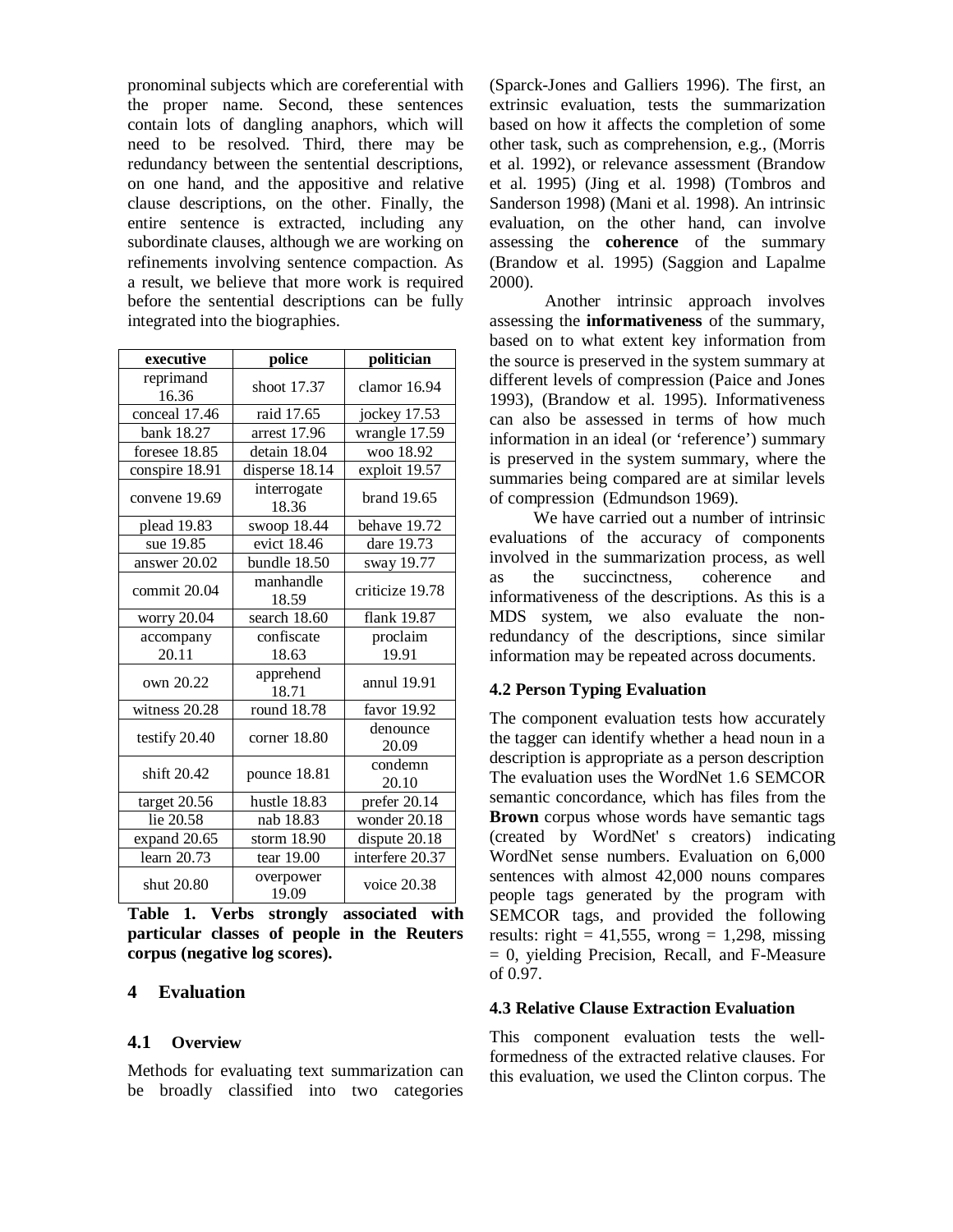pronominal subjects which are coreferential with the proper name. Second, these sentences contain lots of dangling anaphors, which will need to be resolved. Third, there may be redundancy between the sentential descriptions, on one hand, and the appositive and relative clause descriptions, on the other. Finally, the entire sentence is extracted, including any subordinate clauses, although we are working on refinements involving sentence compaction. As a result, we believe that more work is required before the sentential descriptions can be fully integrated into the biographies.

| executive | police | politician |
|---|---|---|
| reprimand 16.36 | shoot 17.37 | clamor 16.94 |
| conceal 17.46 | raid 17.65 | jockey 17.53 |
| bank 18.27 | arrest 17.96 | wrangle 17.59 |
| foresee 18.85 | detain 18.04 | woo 18.92 |
| conspire 18.91 | disperse 18.14 | exploit 19.57 |
| convene 19.69 | interrogate 18.36 | brand 19.65 |
| plead 19.83 | swoop 18.44 | behave 19.72 |
| sue 19.85 | evict 18.46 | dare 19.73 |
| answer 20.02 | bundle 18.50 | sway 19.77 |
| commit 20.04 | manhandle 18.59 | criticize 19.78 |
| worry 20.04 | search 18.60 | flank 19.87 |
| accompany 20.11 | confiscate 18.63 | proclaim 19.91 |
| own 20.22 | apprehend 18.71 | annul 19.91 |
| witness 20.28 | round 18.78 | favor 19.92 |
| testify 20.40 | corner 18.80 | denounce 20.09 |
| shift 20.42 | pounce 18.81 | condemn 20.10 |
| target 20.56 | hustle 18.83 | prefer 20.14 |
| lie 20.58 | nab 18.83 | wonder 20.18 |
| expand 20.65 | storm 18.90 | dispute 20.18 |
| learn 20.73 | tear 19.00 | interfere 20.37 |
| shut 20.80 | overpower 19.09 | voice 20.38 |

**Table 1. Verbs strongly associated with particular classes of people in the Reuters corpus (negative log scores).**

## 4 Evaluation

### 4.1 Overview

Methods for evaluating text summarization can be broadly classified into two categories (Sparck-Jones and Galliers 1996). The first, an extrinsic evaluation, tests the summarization based on how it affects the completion of some other task, such as comprehension, e.g., (Morris et al. 1992), or relevance assessment (Brandow et al. 1995) (Jing et al. 1998) (Tombros and Sanderson 1998) (Mani et al. 1998). An intrinsic evaluation, on the other hand, can involve assessing the **coherence** of the summary (Brandow et al. 1995) (Saggion and Lapalme 2000).

Another intrinsic approach involves assessing the **informativeness** of the summary, based on to what extent key information from the source is preserved in the system summary at different levels of compression (Paice and Jones 1993), (Brandow et al. 1995). Informativeness can also be assessed in terms of how much information in an ideal (or 'reference') summary is preserved in the system summary, where the summaries being compared are at similar levels of compression (Edmundson 1969).

We have carried out a number of intrinsic evaluations of the accuracy of components involved in the summarization process, as well as the succinctness, coherence and informativeness of the descriptions. As this is a MDS system, we also evaluate the non-redundancy of the descriptions, since similar information may be repeated across documents.

### 4.2 Person Typing Evaluation

The component evaluation tests how accurately the tagger can identify whether a head noun in a description is appropriate as a person description The evaluation uses the WordNet 1.6 SEMCOR semantic concordance, which has files from the **Brown** corpus whose words have semantic tags (created by WordNet' s creators) indicating WordNet sense numbers. Evaluation on 6,000 sentences with almost 42,000 nouns compares people tags generated by the program with SEMCOR tags, and provided the following results: right = 41,555, wrong = 1,298, missing = 0, yielding Precision, Recall, and F-Measure of 0.97.

### 4.3 Relative Clause Extraction Evaluation

This component evaluation tests the well-formedness of the extracted relative clauses. For this evaluation, we used the Clinton corpus. The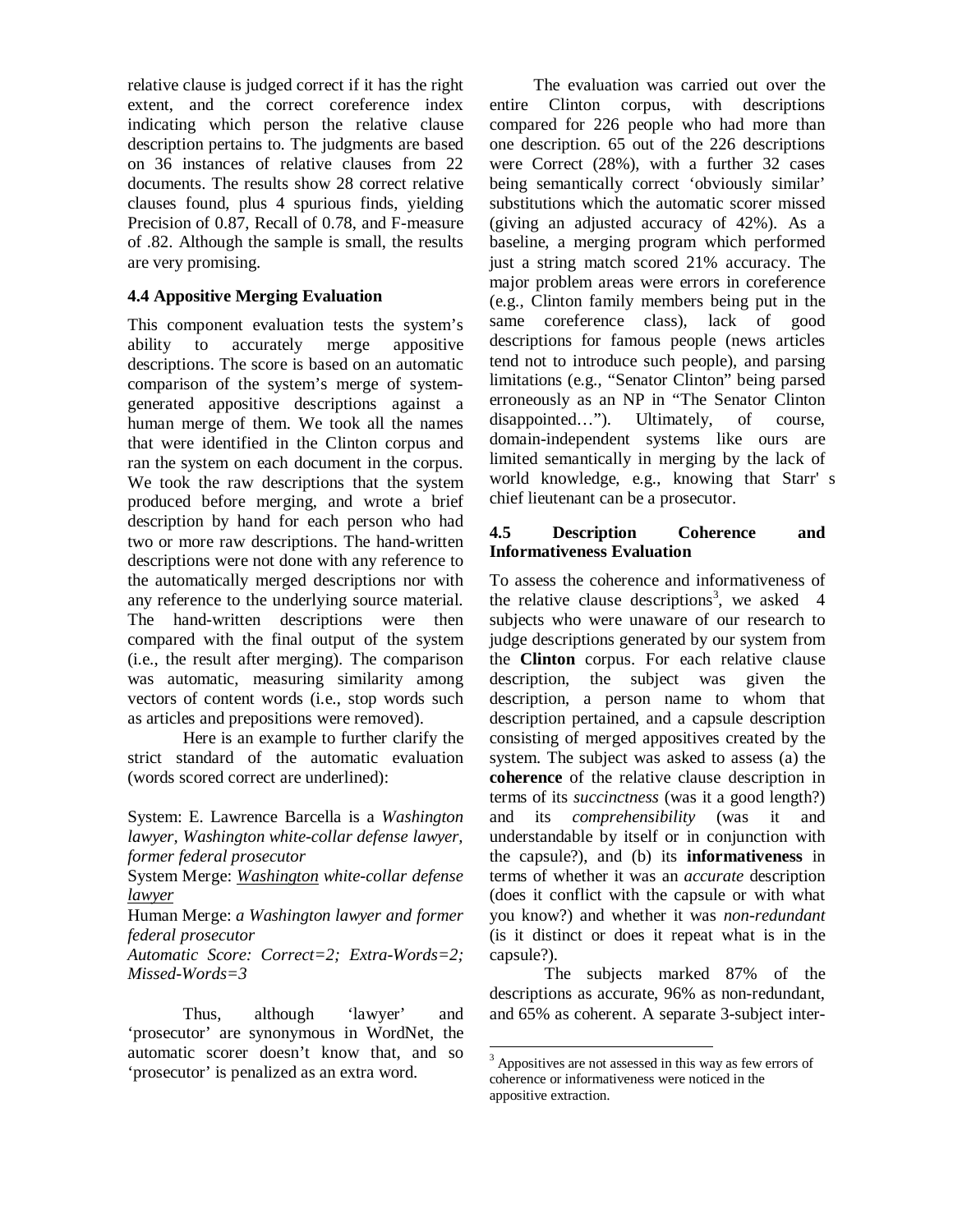relative clause is judged correct if it has the right extent, and the correct coreference index indicating which person the relative clause description pertains to. The judgments are based on 36 instances of relative clauses from 22 documents. The results show 28 correct relative clauses found, plus 4 spurious finds, yielding Precision of 0.87, Recall of 0.78, and F-measure of .82. Although the sample is small, the results are very promising.

### 4.4 Appositive Merging Evaluation

This component evaluation tests the system's ability to accurately merge appositive descriptions. The score is based on an automatic comparison of the system's merge of system-generated appositive descriptions against a human merge of them. We took all the names that were identified in the Clinton corpus and ran the system on each document in the corpus. We took the raw descriptions that the system produced before merging, and wrote a brief description by hand for each person who had two or more raw descriptions. The hand-written descriptions were not done with any reference to the automatically merged descriptions nor with any reference to the underlying source material. The hand-written descriptions were then compared with the final output of the system (i.e., the result after merging). The comparison was automatic, measuring similarity among vectors of content words (i.e., stop words such as articles and prepositions were removed).

Here is an example to further clarify the strict standard of the automatic evaluation (words scored correct are underlined):

System: E. Lawrence Barcella is a *Washington lawyer, Washington white-collar defense lawyer, former federal prosecutor*

System Merge: <u>*Washington*</u> *white-collar defense* <u>*lawyer*</u>

Human Merge: *a Washington lawyer and former federal prosecutor*

*Automatic Score: Correct=2; Extra-Words=2; Missed-Words=3*

Thus, although 'lawyer' and 'prosecutor' are synonymous in WordNet, the automatic scorer doesn't know that, and so 'prosecutor' is penalized as an extra word.

The evaluation was carried out over the entire Clinton corpus, with descriptions compared for 226 people who had more than one description. 65 out of the 226 descriptions were Correct (28%), with a further 32 cases being semantically correct 'obviously similar' substitutions which the automatic scorer missed (giving an adjusted accuracy of 42%). As a baseline, a merging program which performed just a string match scored 21% accuracy. The major problem areas were errors in coreference (e.g., Clinton family members being put in the same coreference class), lack of good descriptions for famous people (news articles tend not to introduce such people), and parsing limitations (e.g., "Senator Clinton" being parsed erroneously as an NP in "The Senator Clinton disappointed…"). Ultimately, of course, domain-independent systems like ours are limited semantically in merging by the lack of world knowledge, e.g., knowing that Starr' s chief lieutenant can be a prosecutor.

### 4.5 Description Coherence and Informativeness Evaluation

To assess the coherence and informativeness of the relative clause descriptions[3], we asked 4 subjects who were unaware of our research to judge descriptions generated by our system from the **Clinton** corpus. For each relative clause description, the subject was given the description, a person name to whom that description pertained, and a capsule description consisting of merged appositives created by the system. The subject was asked to assess (a) the **coherence** of the relative clause description in terms of its *succinctness* (was it a good length?) and its *comprehensibility* (was it and understandable by itself or in conjunction with the capsule?), and (b) its **informativeness** in terms of whether it was an *accurate* description (does it conflict with the capsule or with what you know?) and whether it was *non-redundant* (is it distinct or does it repeat what is in the capsule?).

The subjects marked 87% of the descriptions as accurate, 96% as non-redundant, and 65% as coherent. A separate 3-subject inter-

[3] Appositives are not assessed in this way as few errors of coherence or informativeness were noticed in the appositive extraction.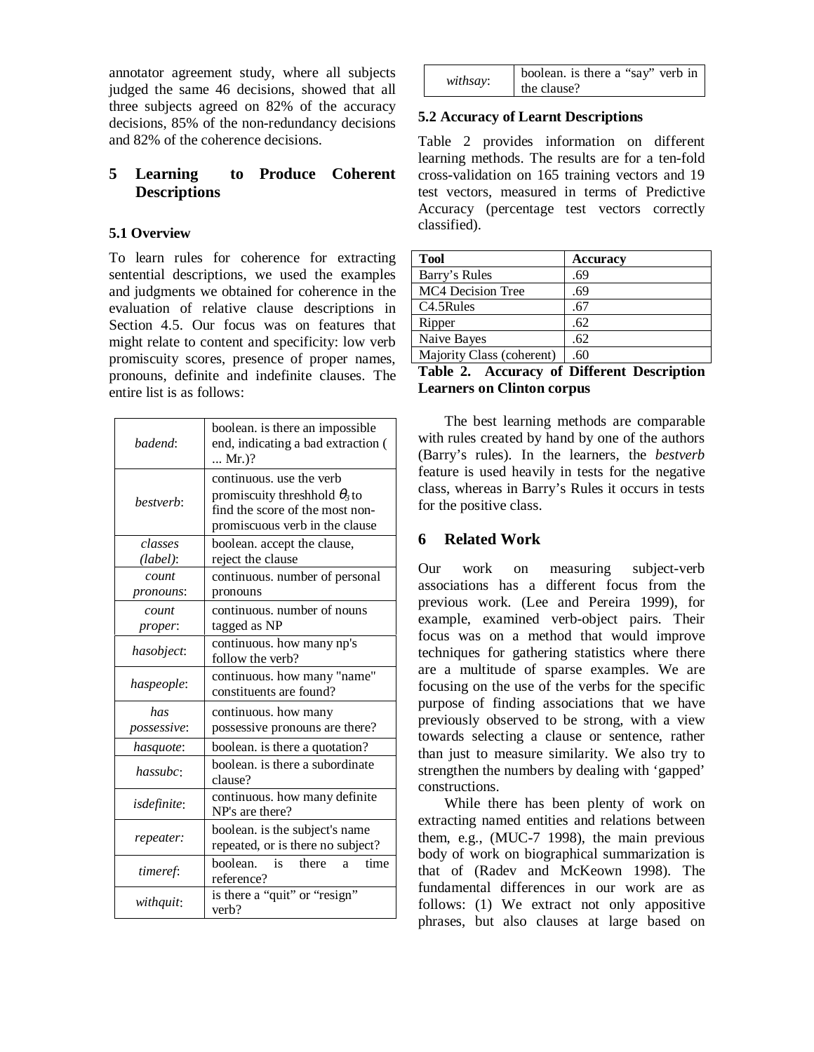annotator agreement study, where all subjects judged the same 46 decisions, showed that all three subjects agreed on 82% of the accuracy decisions, 85% of the non-redundancy decisions and 82% of the coherence decisions.

## 5 Learning to Produce Coherent Descriptions

### 5.1 Overview

To learn rules for coherence for extracting sentential descriptions, we used the examples and judgments we obtained for coherence in the evaluation of relative clause descriptions in Section 4.5. Our focus was on features that might relate to content and specificity: low verb promiscuity scores, presence of proper names, pronouns, definite and indefinite clauses. The entire list is as follows:

| | |
|---|---|
| *badend*: | boolean. is there an impossible end, indicating a bad extraction ( ... Mr.)? |
| *bestverb*: | continuous. use the verb promiscuity threshhold $\theta_3$ to find the score of the most non-promiscuous verb in the clause |
| *classes (label)*: | boolean. accept the clause, reject the clause |
| *count pronouns*: | continuous. number of personal pronouns |
| *count proper*: | continuous. number of nouns tagged as NP |
| *hasobject*: | continuous. how many np's follow the verb? |
| *haspeople*: | continuous. how many "name" constituents are found? |
| *has possessive*: | continuous. how many possessive pronouns are there? |
| *hasquote*: | boolean. is there a quotation? |
| *hassubc*: | boolean. is there a subordinate clause? |
| *isdefinite*: | continuous. how many definite NP's are there? |
| *repeater:* | boolean. is the subject's name repeated, or is there no subject? |
| *timeref*: | boolean. is there a time reference? |
| *withquit*: | is there a "quit" or "resign" verb? |
| *withsay*: | boolean. is there a "say" verb in the clause? |

### 5.2 Accuracy of Learnt Descriptions

Table 2 provides information on different learning methods. The results are for a ten-fold cross-validation on 165 training vectors and 19 test vectors, measured in terms of Predictive Accuracy (percentage test vectors correctly classified).

| Tool | Accuracy |
|---|---|
| Barry's Rules | .69 |
| MC4 Decision Tree | .69 |
| C4.5Rules | .67 |
| Ripper | .62 |
| Naive Bayes | .62 |
| Majority Class (coherent) | .60 |

**Table 2. Accuracy of Different Description Learners on Clinton corpus**

The best learning methods are comparable with rules created by hand by one of the authors (Barry's rules). In the learners, the *bestverb* feature is used heavily in tests for the negative class, whereas in Barry's Rules it occurs in tests for the positive class.

## 6 Related Work

Our work on measuring subject-verb associations has a different focus from the previous work. (Lee and Pereira 1999), for example, examined verb-object pairs. Their focus was on a method that would improve techniques for gathering statistics where there are a multitude of sparse examples. We are focusing on the use of the verbs for the specific purpose of finding associations that we have previously observed to be strong, with a view towards selecting a clause or sentence, rather than just to measure similarity. We also try to strengthen the numbers by dealing with 'gapped' constructions.

While there has been plenty of work on extracting named entities and relations between them, e.g., (MUC-7 1998), the main previous body of work on biographical summarization is that of (Radev and McKeown 1998). The fundamental differences in our work are as follows: (1) We extract not only appositive phrases, but also clauses at large based on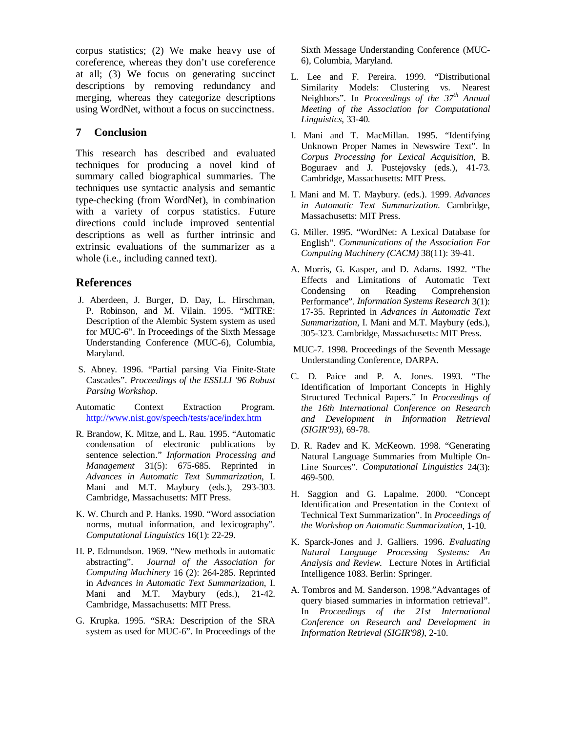corpus statistics; (2) We make heavy use of coreference, whereas they don't use coreference at all; (3) We focus on generating succinct descriptions by removing redundancy and merging, whereas they categorize descriptions using WordNet, without a focus on succinctness.

## 7 Conclusion

This research has described and evaluated techniques for producing a novel kind of summary called biographical summaries. The techniques use syntactic analysis and semantic type-checking (from WordNet), in combination with a variety of corpus statistics. Future directions could include improved sentential descriptions as well as further intrinsic and extrinsic evaluations of the summarizer as a whole (i.e., including canned text).

## References

J. Aberdeen, J. Burger, D. Day, L. Hirschman, P. Robinson, and M. Vilain. 1995. "MITRE: Description of the Alembic System system as used for MUC-6". In Proceedings of the Sixth Message Understanding Conference (MUC-6), Columbia, Maryland.

S. Abney. 1996. "Partial parsing Via Finite-State Cascades". *Proceedings of the ESSLLI '96 Robust Parsing Workshop*.

Automatic Context Extraction Program. http://www.nist.gov/speech/tests/ace/index.htm

R. Brandow, K. Mitze, and L. Rau. 1995. "Automatic condensation of electronic publications by sentence selection." *Information Processing and Management* 31(5): 675-685. Reprinted in *Advances in Automatic Text Summarization*, I. Mani and M.T. Maybury (eds.), 293-303. Cambridge, Massachusetts: MIT Press.

K. W. Church and P. Hanks. 1990. "Word association norms, mutual information, and lexicography". *Computational Linguistics* 16(1): 22-29.

H. P. Edmundson. 1969. "New methods in automatic abstracting". *Journal of the Association for Computing Machinery* 16 (2): 264-285. Reprinted in *Advances in Automatic Text Summarization*, I. Mani and M.T. Maybury (eds.), 21-42. Cambridge, Massachusetts: MIT Press.

G. Krupka. 1995. "SRA: Description of the SRA system as used for MUC-6". In Proceedings of the Sixth Message Understanding Conference (MUC-6), Columbia, Maryland.

L. Lee and F. Pereira. 1999. "Distributional Similarity Models: Clustering vs. Nearest Neighbors". In *Proceedings of the 37th Annual Meeting of the Association for Computational Linguistics*, 33-40.

I. Mani and T. MacMillan. 1995. "Identifying Unknown Proper Names in Newswire Text". In *Corpus Processing for Lexical Acquisition*, B. Boguraev and J. Pustejovsky (eds.), 41-73. Cambridge, Massachusetts: MIT Press.

I. Mani and M. T. Maybury. (eds.). 1999. *Advances in Automatic Text Summarization.* Cambridge, Massachusetts: MIT Press.

G. Miller. 1995. "WordNet: A Lexical Database for English". *Communications of the Association For Computing Machinery (CACM)* 38(11): 39-41.

A. Morris, G. Kasper, and D. Adams. 1992. "The Effects and Limitations of Automatic Text Condensing on Reading Comprehension Performance". *Information Systems Research* 3(1): 17-35. Reprinted in *Advances in Automatic Text Summarization*, I. Mani and M.T. Maybury (eds.), 305-323. Cambridge, Massachusetts: MIT Press.

MUC-7. 1998. Proceedings of the Seventh Message Understanding Conference, DARPA.

C. D. Paice and P. A. Jones. 1993. "The Identification of Important Concepts in Highly Structured Technical Papers." In *Proceedings of the 16th International Conference on Research and Development in Information Retrieval (SIGIR'93)*, 69-78.

D. R. Radev and K. McKeown. 1998. "Generating Natural Language Summaries from Multiple On-Line Sources". *Computational Linguistics* 24(3): 469-500.

H. Saggion and G. Lapalme. 2000. "Concept Identification and Presentation in the Context of Technical Text Summarization". In *Proceedings of the Workshop on Automatic Summarization*, 1-10.

K. Sparck-Jones and J. Galliers. 1996. *Evaluating Natural Language Processing Systems: An Analysis and Review.* Lecture Notes in Artificial Intelligence 1083. Berlin: Springer.

A. Tombros and M. Sanderson. 1998."Advantages of query biased summaries in information retrieval". In *Proceedings of the 21st International Conference on Research and Development in Information Retrieval (SIGIR'98)*, 2-10.